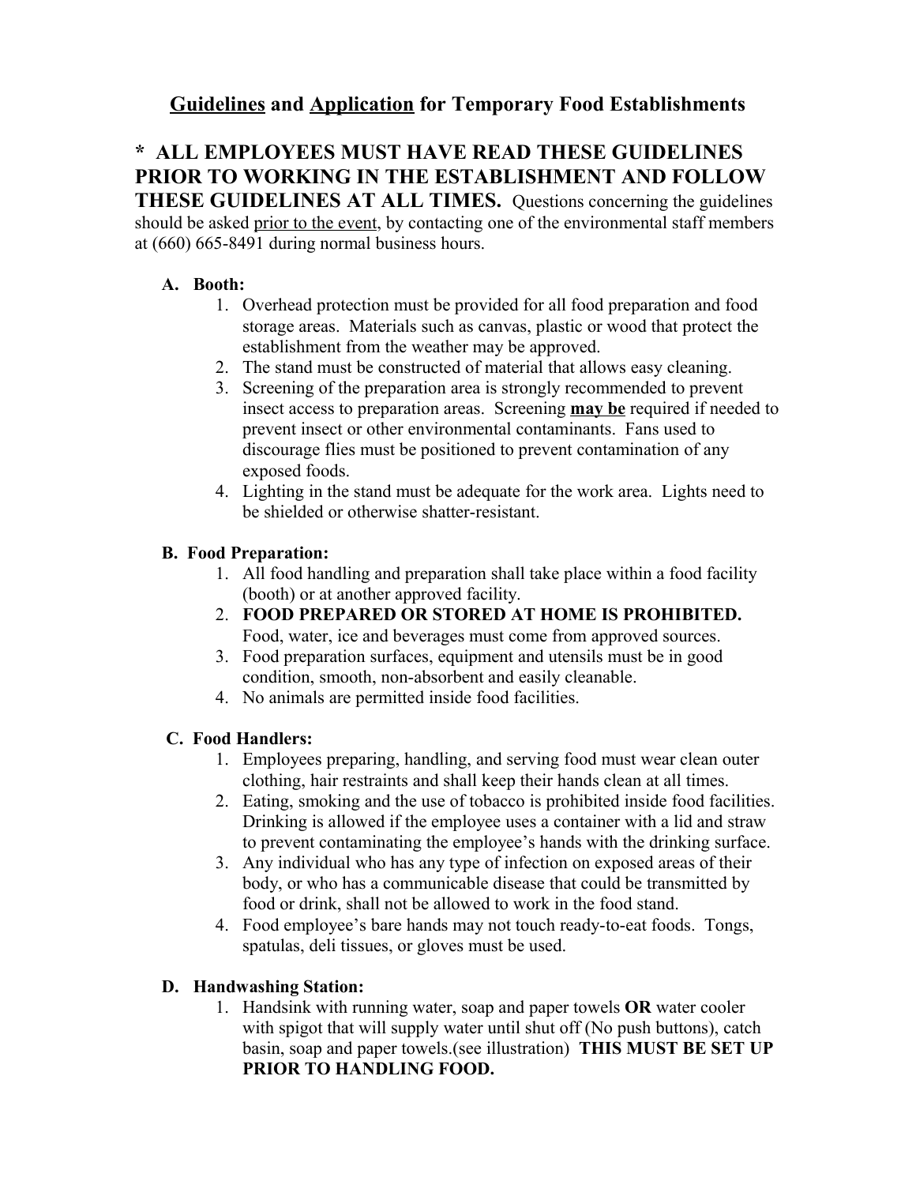# <u>Guidelines</u> and <u>Application</u> for Temporary Food Establishments

**\* ALL EMPLOYEES MUST HAVE READ THESE GUIDELINES PRIOR TO WORKING IN THE ESTABLISHMENT AND FOLLOW THESE GUIDELINES AT ALL TIMES.** Questions concerning the guidelines should be asked <u>prior to the event</u>, by contacting one of the environmental staff members at (660) 665-8491 during normal business hours.

**A. Booth:**

1. Overhead protection must be provided for all food preparation and food storage areas. Materials such as canvas, plastic or wood that protect the establishment from the weather may be approved.
2. The stand must be constructed of material that allows easy cleaning.
3. Screening of the preparation area is strongly recommended to prevent insect access to preparation areas. Screening <u>**may be**</u> required if needed to prevent insect or other environmental contaminants. Fans used to discourage flies must be positioned to prevent contamination of any exposed foods.
4. Lighting in the stand must be adequate for the work area. Lights need to be shielded or otherwise shatter-resistant.

**B. Food Preparation:**

1. All food handling and preparation shall take place within a food facility (booth) or at another approved facility.
2. **FOOD PREPARED OR STORED AT HOME IS PROHIBITED.** Food, water, ice and beverages must come from approved sources.
3. Food preparation surfaces, equipment and utensils must be in good condition, smooth, non-absorbent and easily cleanable.
4. No animals are permitted inside food facilities.

**C. Food Handlers:**

1. Employees preparing, handling, and serving food must wear clean outer clothing, hair restraints and shall keep their hands clean at all times.
2. Eating, smoking and the use of tobacco is prohibited inside food facilities. Drinking is allowed if the employee uses a container with a lid and straw to prevent contaminating the employee's hands with the drinking surface.
3. Any individual who has any type of infection on exposed areas of their body, or who has a communicable disease that could be transmitted by food or drink, shall not be allowed to work in the food stand.
4. Food employee's bare hands may not touch ready-to-eat foods. Tongs, spatulas, deli tissues, or gloves must be used.

**D. Handwashing Station:**

1. Handsink with running water, soap and paper towels **OR** water cooler with spigot that will supply water until shut off (No push buttons), catch basin, soap and paper towels.(see illustration) **THIS MUST BE SET UP PRIOR TO HANDLING FOOD.**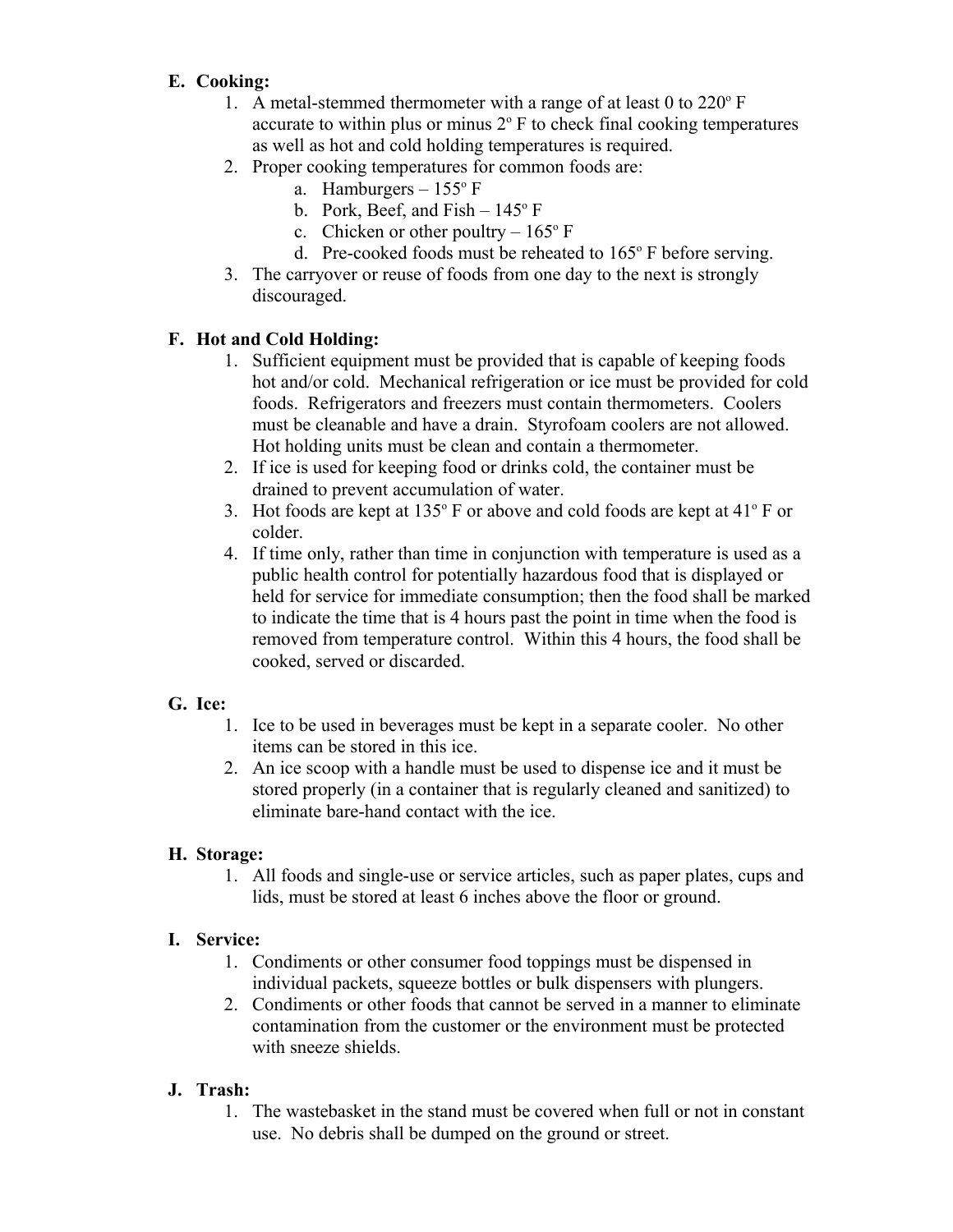**E. Cooking:**

1. A metal-stemmed thermometer with a range of at least 0 to 220º F accurate to within plus or minus 2º F to check final cooking temperatures as well as hot and cold holding temperatures is required.
2. Proper cooking temperatures for common foods are:
   a. Hamburgers – 155º F
   b. Pork, Beef, and Fish – 145º F
   c. Chicken or other poultry – 165º F
   d. Pre-cooked foods must be reheated to 165º F before serving.
3. The carryover or reuse of foods from one day to the next is strongly discouraged.

**F. Hot and Cold Holding:**

1. Sufficient equipment must be provided that is capable of keeping foods hot and/or cold. Mechanical refrigeration or ice must be provided for cold foods. Refrigerators and freezers must contain thermometers. Coolers must be cleanable and have a drain. Styrofoam coolers are not allowed. Hot holding units must be clean and contain a thermometer.
2. If ice is used for keeping food or drinks cold, the container must be drained to prevent accumulation of water.
3. Hot foods are kept at 135º F or above and cold foods are kept at 41º F or colder.
4. If time only, rather than time in conjunction with temperature is used as a public health control for potentially hazardous food that is displayed or held for service for immediate consumption; then the food shall be marked to indicate the time that is 4 hours past the point in time when the food is removed from temperature control. Within this 4 hours, the food shall be cooked, served or discarded.

**G. Ice:**

1. Ice to be used in beverages must be kept in a separate cooler. No other items can be stored in this ice.
2. An ice scoop with a handle must be used to dispense ice and it must be stored properly (in a container that is regularly cleaned and sanitized) to eliminate bare-hand contact with the ice.

**H. Storage:**

1. All foods and single-use or service articles, such as paper plates, cups and lids, must be stored at least 6 inches above the floor or ground.

**I. Service:**

1. Condiments or other consumer food toppings must be dispensed in individual packets, squeeze bottles or bulk dispensers with plungers.
2. Condiments or other foods that cannot be served in a manner to eliminate contamination from the customer or the environment must be protected with sneeze shields.

**J. Trash:**

1. The wastebasket in the stand must be covered when full or not in constant use. No debris shall be dumped on the ground or street.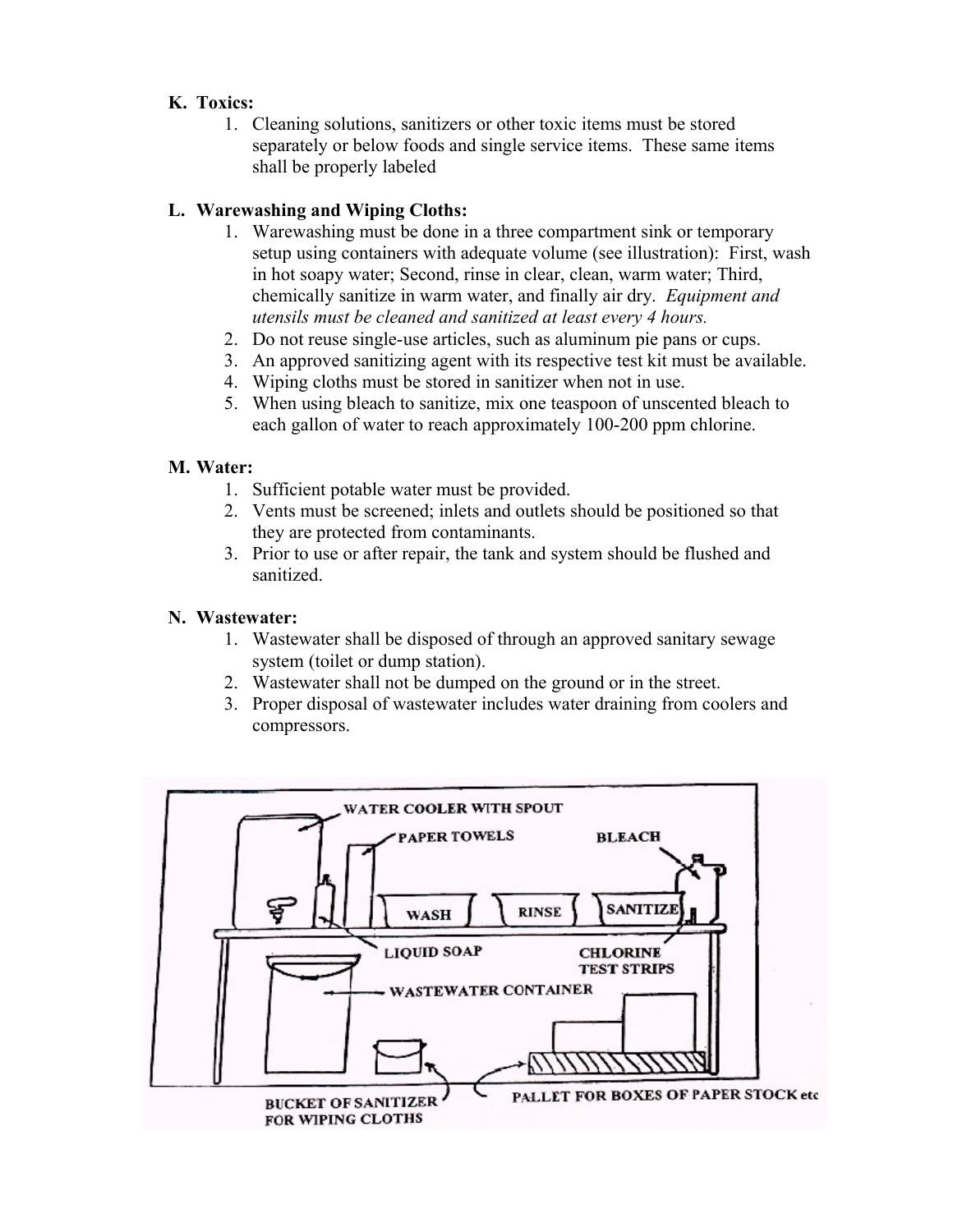**K. Toxics:**

1. Cleaning solutions, sanitizers or other toxic items must be stored separately or below foods and single service items. These same items shall be properly labeled

**L. Warewashing and Wiping Cloths:**

1. Warewashing must be done in a three compartment sink or temporary setup using containers with adequate volume (see illustration): First, wash in hot soapy water; Second, rinse in clear, clean, warm water; Third, chemically sanitize in warm water, and finally air dry. *Equipment and utensils must be cleaned and sanitized at least every 4 hours.*
2. Do not reuse single-use articles, such as aluminum pie pans or cups.
3. An approved sanitizing agent with its respective test kit must be available.
4. Wiping cloths must be stored in sanitizer when not in use.
5. When using bleach to sanitize, mix one teaspoon of unscented bleach to each gallon of water to reach approximately 100-200 ppm chlorine.

**M. Water:**

1. Sufficient potable water must be provided.
2. Vents must be screened; inlets and outlets should be positioned so that they are protected from contaminants.
3. Prior to use or after repair, the tank and system should be flushed and sanitized.

**N. Wastewater:**

1. Wastewater shall be disposed of through an approved sanitary sewage system (toilet or dump station).
2. Wastewater shall not be dumped on the ground or in the street.
3. Proper disposal of wastewater includes water draining from coolers and compressors.

WATER COOLER WITH SPOUT
PAPER TOWELS
BLEACH
WASH
RINSE
SANITIZE
LIQUID SOAP
CHLORINE TEST STRIPS
WASTEWATER CONTAINER
BUCKET OF SANITIZER FOR WIPING CLOTHS
PALLET FOR BOXES OF PAPER STOCK etc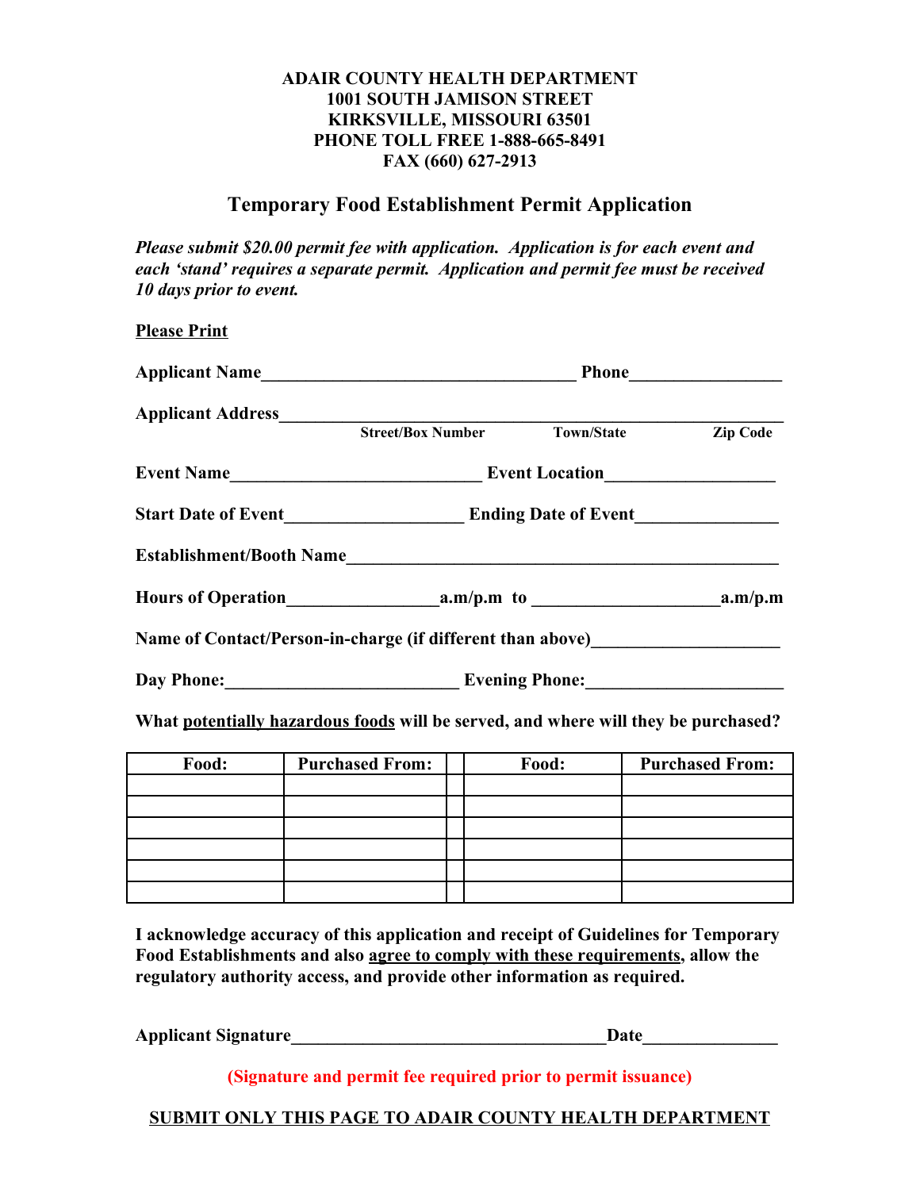**ADAIR COUNTY HEALTH DEPARTMENT**
**1001 SOUTH JAMISON STREET**
**KIRKSVILLE, MISSOURI 63501**
**PHONE TOLL FREE 1-888-665-8491**
**FAX (660) 627-2913**

## Temporary Food Establishment Permit Application

***Please submit $20.00 permit fee with application. Application is for each event and each 'stand' requires a separate permit. Application and permit fee must be received 10 days prior to event.***

**Please Print**

**Applicant Name**___________________________________ **Phone**________________

**Applicant Address**_______________________________________________________
Street/Box Number Town/State Zip Code

**Event Name**___________________________ **Event Location**__________________

**Start Date of Event**___________________ **Ending Date of Event**_______________

**Establishment/Booth Name**_______________________________________________

**Hours of Operation**________________**a.m/p.m to** ___________________**a.m/p.m**

**Name of Contact/Person-in-charge (if different than above)**____________________

**Day Phone:**_________________________ **Evening Phone:**_____________________

**What potentially hazardous foods will be served, and where will they be purchased?**

| Food: | Purchased From: | | Food: | Purchased From: |
|---|---|---|---|---|
| | | | | |
| | | | | |
| | | | | |
| | | | | |
| | | | | |
| | | | | |

**I acknowledge accuracy of this application and receipt of Guidelines for Temporary Food Establishments and also agree to comply with these requirements, allow the regulatory authority access, and provide other information as required.**

**Applicant Signature**__________________________________**Date**______________

**(Signature and permit fee required prior to permit issuance)**

**SUBMIT ONLY THIS PAGE TO ADAIR COUNTY HEALTH DEPARTMENT**